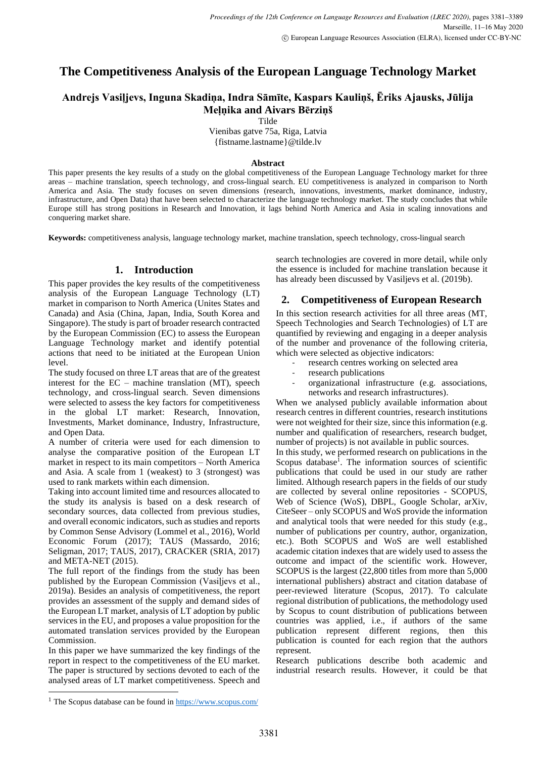# The Competitiveness Analysis of the European Language Technology Market

**Andrejs Vasiļjevs, Inguna Skadiņa, Indra Sāmīte, Kaspars Kauliņš, Ēriks Ajausks, Jūlija Meļņika and Aivars Bērziņš**

Tilde
Vienibas gatve 75a, Riga, Latvia
{fistname.lastname}@tilde.lv

### Abstract

This paper presents the key results of a study on the global competitiveness of the European Language Technology market for three areas – machine translation, speech technology, and cross-lingual search. EU competitiveness is analyzed in comparison to North America and Asia. The study focuses on seven dimensions (research, innovations, investments, market dominance, industry, infrastructure, and Open Data) that have been selected to characterize the language technology market. The study concludes that while Europe still has strong positions in Research and Innovation, it lags behind North America and Asia in scaling innovations and conquering market share.

**Keywords:** competitiveness analysis, language technology market, machine translation, speech technology, cross-lingual search

## 1. Introduction

This paper provides the key results of the competitiveness analysis of the European Language Technology (LT) market in comparison to North America (Unites States and Canada) and Asia (China, Japan, India, South Korea and Singapore). The study is part of broader research contracted by the European Commission (EC) to assess the European Language Technology market and identify potential actions that need to be initiated at the European Union level.

The study focused on three LT areas that are of the greatest interest for the EC – machine translation (MT), speech technology, and cross-lingual search. Seven dimensions were selected to assess the key factors for competitiveness in the global LT market: Research, Innovation, Investments, Market dominance, Industry, Infrastructure, and Open Data.

A number of criteria were used for each dimension to analyse the comparative position of the European LT market in respect to its main competitors – North America and Asia. A scale from 1 (weakest) to 3 (strongest) was used to rank markets within each dimension.

Taking into account limited time and resources allocated to the study its analysis is based on a desk research of secondary sources, data collected from previous studies, and overall economic indicators, such as studies and reports by Common Sense Advisory (Lommel et al., 2016), World Economic Forum (2017); TAUS (Massardo, 2016; Seligman, 2017; TAUS, 2017), CRACKER (SRIA, 2017) and META-NET (2015).

The full report of the findings from the study has been published by the European Commission (Vasiļjevs et al., 2019a). Besides an analysis of competitiveness, the report provides an assessment of the supply and demand sides of the European LT market, analysis of LT adoption by public services in the EU, and proposes a value proposition for the automated translation services provided by the European Commission.

In this paper we have summarized the key findings of the report in respect to the competitiveness of the EU market. The paper is structured by sections devoted to each of the analysed areas of LT market competitiveness. Speech and search technologies are covered in more detail, while only the essence is included for machine translation because it has already been discussed by Vasiljevs et al. (2019b).

## 2. Competitiveness of European Research

In this section research activities for all three areas (MT, Speech Technologies and Search Technologies) of LT are quantified by reviewing and engaging in a deeper analysis of the number and provenance of the following criteria, which were selected as objective indicators:

- research centres working on selected area
- research publications
- organizational infrastructure (e.g. associations, networks and research infrastructures).

When we analysed publicly available information about research centres in different countries, research institutions were not weighted for their size, since this information (e.g. number and qualification of researchers, research budget, number of projects) is not available in public sources.

In this study, we performed research on publications in the Scopus database[1]. The information sources of scientific publications that could be used in our study are rather limited. Although research papers in the fields of our study are collected by several online repositories - SCOPUS, Web of Science (WoS), DBPL, Google Scholar, arXiv, CiteSeer – only SCOPUS and WoS provide the information and analytical tools that were needed for this study (e.g., number of publications per country, author, organization, etc.). Both SCOPUS and WoS are well established academic citation indexes that are widely used to assess the outcome and impact of the scientific work. However, SCOPUS is the largest (22,800 titles from more than 5,000 international publishers) abstract and citation database of peer-reviewed literature (Scopus, 2017). To calculate regional distribution of publications, the methodology used by Scopus to count distribution of publications between countries was applied, i.e., if authors of the same publication represent different regions, then this publication is counted for each region that the authors represent.

Research publications describe both academic and industrial research results. However, it could be that

[1] The Scopus database can be found in https://www.scopus.com/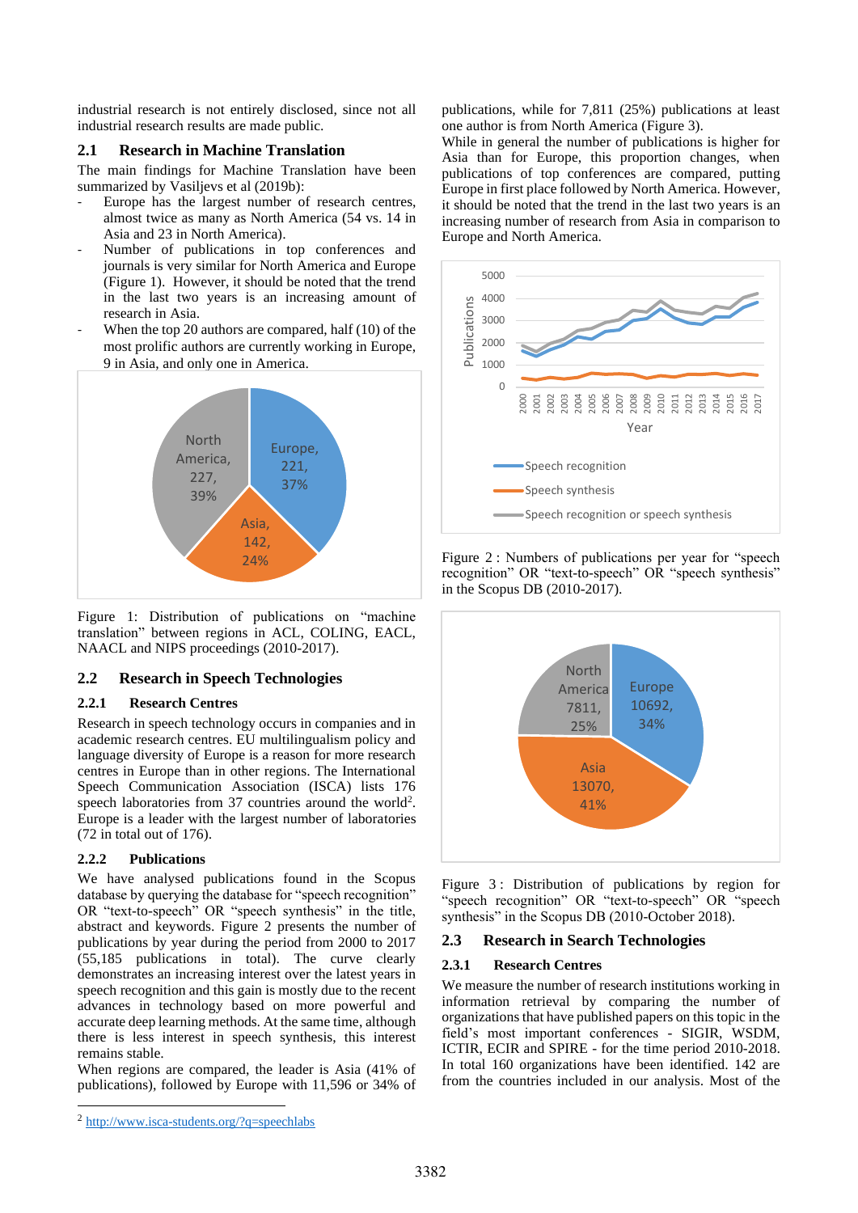industrial research is not entirely disclosed, since not all industrial research results are made public.

## 2.1 Research in Machine Translation

The main findings for Machine Translation have been summarized by Vasiljevs et al (2019b):

- Europe has the largest number of research centres, almost twice as many as North America (54 vs. 14 in Asia and 23 in North America).
- Number of publications in top conferences and journals is very similar for North America and Europe (Figure 1). However, it should be noted that the trend in the last two years is an increasing amount of research in Asia.
- When the top 20 authors are compared, half (10) of the most prolific authors are currently working in Europe, 9 in Asia, and only one in America.

Figure 1: Distribution of publications on "machine translation" between regions in ACL, COLING, EACL, NAACL and NIPS proceedings (2010-2017).

## 2.2 Research in Speech Technologies

### 2.2.1 Research Centres

Research in speech technology occurs in companies and in academic research centres. EU multilingualism policy and language diversity of Europe is a reason for more research centres in Europe than in other regions. The International Speech Communication Association (ISCA) lists 176 speech laboratories from 37 countries around the world[2]. Europe is a leader with the largest number of laboratories (72 in total out of 176).

### 2.2.2 Publications

We have analysed publications found in the Scopus database by querying the database for "speech recognition" OR "text-to-speech" OR "speech synthesis" in the title, abstract and keywords. Figure 2 presents the number of publications by year during the period from 2000 to 2017 (55,185 publications in total). The curve clearly demonstrates an increasing interest over the latest years in speech recognition and this gain is mostly due to the recent advances in technology based on more powerful and accurate deep learning methods. At the same time, although there is less interest in speech synthesis, this interest remains stable.

When regions are compared, the leader is Asia (41% of publications), followed by Europe with 11,596 or 34% of publications, while for 7,811 (25%) publications at least one author is from North America (Figure 3).

While in general the number of publications is higher for Asia than for Europe, this proportion changes, when publications of top conferences are compared, putting Europe in first place followed by North America. However, it should be noted that the trend in the last two years is an increasing number of research from Asia in comparison to Europe and North America.

Figure 2 : Numbers of publications per year for "speech recognition" OR "text-to-speech" OR "speech synthesis" in the Scopus DB (2010-2017).

Figure 3 : Distribution of publications by region for "speech recognition" OR "text-to-speech" OR "speech synthesis" in the Scopus DB (2010-October 2018).

## 2.3 Research in Search Technologies

### 2.3.1 Research Centres

We measure the number of research institutions working in information retrieval by comparing the number of organizations that have published papers on this topic in the field's most important conferences - SIGIR, WSDM, ICTIR, ECIR and SPIRE - for the time period 2010-2018. In total 160 organizations have been identified. 142 are from the countries included in our analysis. Most of the

[2] http://www.isca-students.org/?q=speechlabs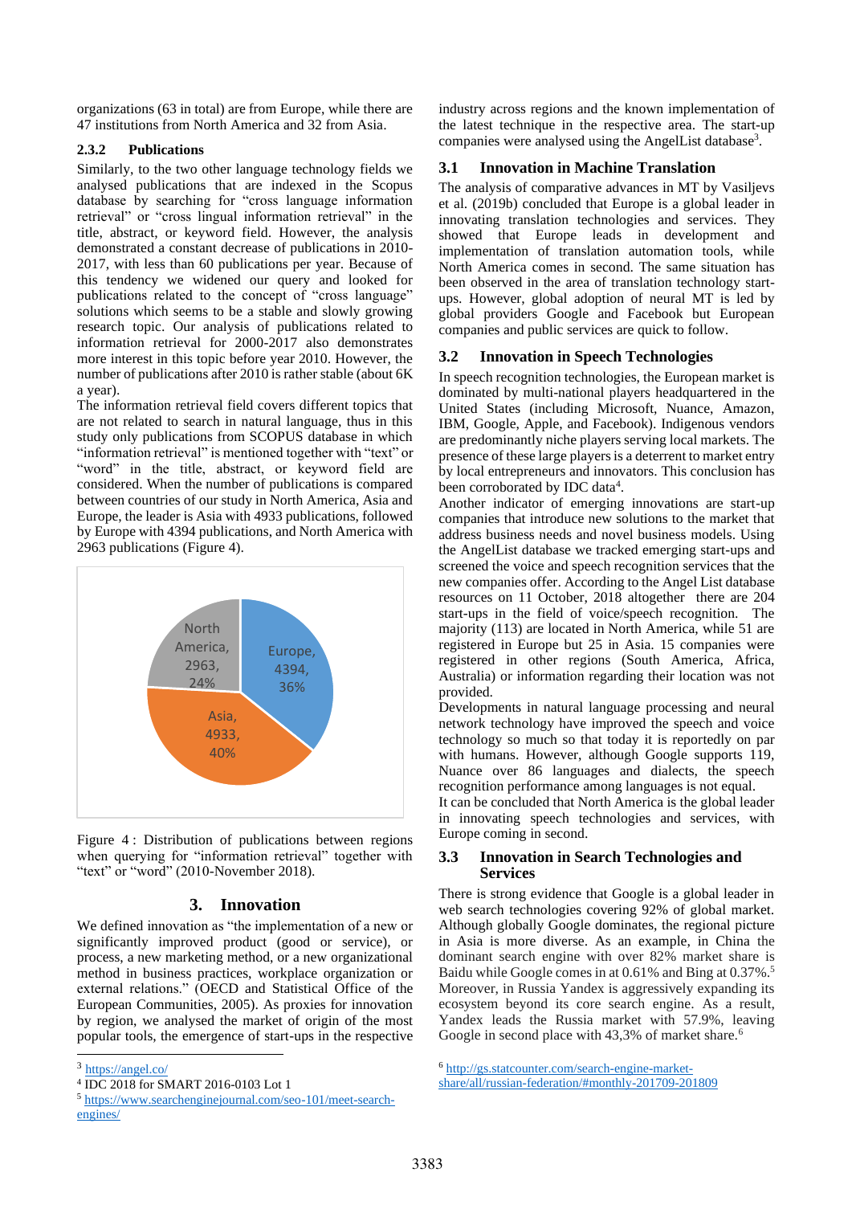organizations (63 in total) are from Europe, while there are 47 institutions from North America and 32 from Asia.

### 2.3.2 Publications

Similarly, to the two other language technology fields we analysed publications that are indexed in the Scopus database by searching for "cross language information retrieval" or "cross lingual information retrieval" in the title, abstract, or keyword field. However, the analysis demonstrated a constant decrease of publications in 2010-2017, with less than 60 publications per year. Because of this tendency we widened our query and looked for publications related to the concept of "cross language" solutions which seems to be a stable and slowly growing research topic. Our analysis of publications related to information retrieval for 2000-2017 also demonstrates more interest in this topic before year 2010. However, the number of publications after 2010 is rather stable (about 6K a year).

The information retrieval field covers different topics that are not related to search in natural language, thus in this study only publications from SCOPUS database in which "information retrieval" is mentioned together with "text" or "word" in the title, abstract, or keyword field are considered. When the number of publications is compared between countries of our study in North America, Asia and Europe, the leader is Asia with 4933 publications, followed by Europe with 4394 publications, and North America with 2963 publications (Figure 4).

Figure 4 : Distribution of publications between regions when querying for "information retrieval" together with "text" or "word" (2010-November 2018).

## 3. Innovation

We defined innovation as "the implementation of a new or significantly improved product (good or service), or process, a new marketing method, or a new organizational method in business practices, workplace organization or external relations." (OECD and Statistical Office of the European Communities, 2005). As proxies for innovation by region, we analysed the market of origin of the most popular tools, the emergence of start-ups in the respective industry across regions and the known implementation of the latest technique in the respective area. The start-up companies were analysed using the AngelList database[3].

### 3.1 Innovation in Machine Translation

The analysis of comparative advances in MT by Vasiljevs et al. (2019b) concluded that Europe is a global leader in innovating translation technologies and services. They showed that Europe leads in development and implementation of translation automation tools, while North America comes in second. The same situation has been observed in the area of translation technology start-ups. However, global adoption of neural MT is led by global providers Google and Facebook but European companies and public services are quick to follow.

### 3.2 Innovation in Speech Technologies

In speech recognition technologies, the European market is dominated by multi-national players headquartered in the United States (including Microsoft, Nuance, Amazon, IBM, Google, Apple, and Facebook). Indigenous vendors are predominantly niche players serving local markets. The presence of these large players is a deterrent to market entry by local entrepreneurs and innovators. This conclusion has been corroborated by IDC data[4].

Another indicator of emerging innovations are start-up companies that introduce new solutions to the market that address business needs and novel business models. Using the AngelList database we tracked emerging start-ups and screened the voice and speech recognition services that the new companies offer. According to the Angel List database resources on 11 October, 2018 altogether there are 204 start-ups in the field of voice/speech recognition. The majority (113) are located in North America, while 51 are registered in Europe but 25 in Asia. 15 companies were registered in other regions (South America, Africa, Australia) or information regarding their location was not provided.

Developments in natural language processing and neural network technology have improved the speech and voice technology so much so that today it is reportedly on par with humans. However, although Google supports 119, Nuance over 86 languages and dialects, the speech recognition performance among languages is not equal.

It can be concluded that North America is the global leader in innovating speech technologies and services, with Europe coming in second.

### 3.3 Innovation in Search Technologies and Services

There is strong evidence that Google is a global leader in web search technologies covering 92% of global market. Although globally Google dominates, the regional picture in Asia is more diverse. As an example, in China the dominant search engine with over 82% market share is Baidu while Google comes in at 0.61% and Bing at 0.37%.[5] Moreover, in Russia Yandex is aggressively expanding its ecosystem beyond its core search engine. As a result, Yandex leads the Russia market with 57.9%, leaving Google in second place with 43,3% of market share.[6]

---

[3] https://angel.co/

[4] IDC 2018 for SMART 2016-0103 Lot 1

[5] https://www.searchenginejournal.com/seo-101/meet-search-engines/

[6] http://gs.statcounter.com/search-engine-market-share/all/russian-federation/#monthly-201709-201809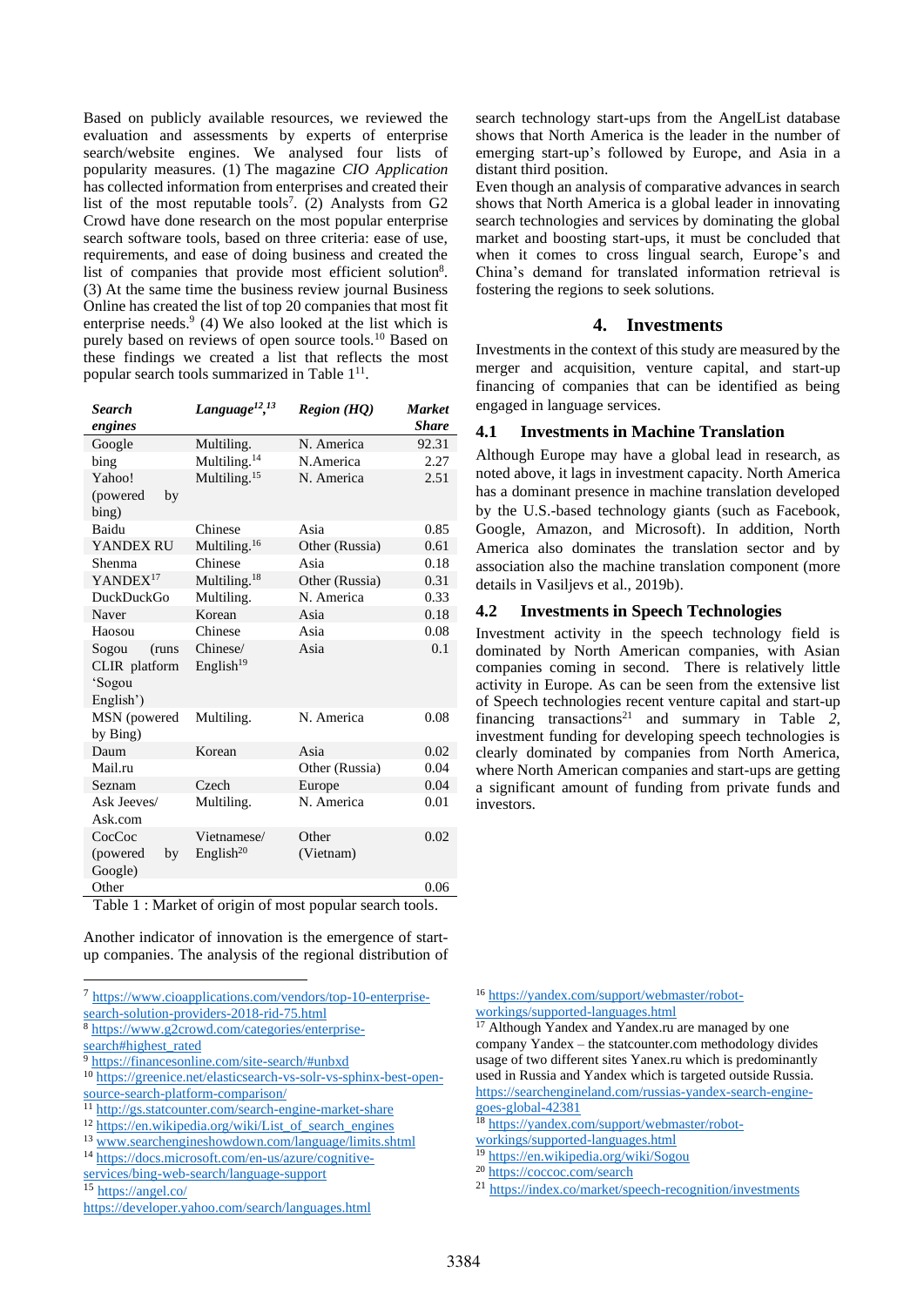Based on publicly available resources, we reviewed the evaluation and assessments by experts of enterprise search/website engines. We analysed four lists of popularity measures. (1) The magazine *CIO Application* has collected information from enterprises and created their list of the most reputable tools[7]. (2) Analysts from G2 Crowd have done research on the most popular enterprise search software tools, based on three criteria: ease of use, requirements, and ease of doing business and created the list of companies that provide most efficient solution[8]. (3) At the same time the business review journal Business Online has created the list of top 20 companies that most fit enterprise needs.[9] (4) We also looked at the list which is purely based on reviews of open source tools.[10] Based on these findings we created a list that reflects the most popular search tools summarized in Table 1[11].

| *Search engines* | *Language[12],[13]* | *Region (HQ)* | *Market Share* |
|---|---|---|---|
| Google | Multiling. | N. America | 92.31 |
| bing | Multiling.[14] | N.America | 2.27 |
| Yahoo! (powered by bing) | Multiling.[15] | N. America | 2.51 |
| Baidu | Chinese | Asia | 0.85 |
| YANDEX RU | Multiling.[16] | Other (Russia) | 0.61 |
| Shenma | Chinese | Asia | 0.18 |
| YANDEX[17] | Multiling.[18] | Other (Russia) | 0.31 |
| DuckDuckGo | Multiling. | N. America | 0.33 |
| Naver | Korean | Asia | 0.18 |
| Haosou | Chinese | Asia | 0.08 |
| Sogou (runs CLIR platform 'Sogou English') | Chinese/ English[19] | Asia | 0.1 |
| MSN (powered by Bing) | Multiling. | N. America | 0.08 |
| Daum | Korean | Asia | 0.02 |
| Mail.ru | | Other (Russia) | 0.04 |
| Seznam | Czech | Europe | 0.04 |
| Ask Jeeves/ Ask.com | Multiling. | N. America | 0.01 |
| CocCoc (powered by Google) | Vietnamese/ English[20] | Other (Vietnam) | 0.02 |
| Other | | | 0.06 |

Table 1 : Market of origin of most popular search tools.

Another indicator of innovation is the emergence of start-up companies. The analysis of the regional distribution of search technology start-ups from the AngelList database shows that North America is the leader in the number of emerging start-up's followed by Europe, and Asia in a distant third position.

Even though an analysis of comparative advances in search shows that North America is a global leader in innovating search technologies and services by dominating the global market and boosting start-ups, it must be concluded that when it comes to cross lingual search, Europe's and China's demand for translated information retrieval is fostering the regions to seek solutions.

# 4. Investments

Investments in the context of this study are measured by the merger and acquisition, venture capital, and start-up financing of companies that can be identified as being engaged in language services.

## 4.1 Investments in Machine Translation

Although Europe may have a global lead in research, as noted above, it lags in investment capacity. North America has a dominant presence in machine translation developed by the U.S.-based technology giants (such as Facebook, Google, Amazon, and Microsoft). In addition, North America also dominates the translation sector and by association also the machine translation component (more details in Vasiljevs et al., 2019b).

## 4.2 Investments in Speech Technologies

Investment activity in the speech technology field is dominated by North American companies, with Asian companies coming in second. There is relatively little activity in Europe. As can be seen from the extensive list of Speech technologies recent venture capital and start-up financing transactions[21] and summary in Table *2*, investment funding for developing speech technologies is clearly dominated by companies from North America, where North American companies and start-ups are getting a significant amount of funding from private funds and investors.

---

[7] https://www.cioapplications.com/vendors/top-10-enterprise-search-solution-providers-2018-rid-75.html
[8] https://www.g2crowd.com/categories/enterprise-search#highest_rated
[9] https://financesonline.com/site-search/#unbxd
[10] https://greenice.net/elasticsearch-vs-solr-vs-sphinx-best-open-source-search-platform-comparison/
[11] http://gs.statcounter.com/search-engine-market-share
[12] https://en.wikipedia.org/wiki/List_of_search_engines
[13] www.searchengineshowdown.com/language/limits.shtml
[14] https://docs.microsoft.com/en-us/azure/cognitive-services/bing-web-search/language-support
[15] https://angel.co/ https://developer.yahoo.com/search/languages.html
[16] https://yandex.com/support/webmaster/robot-workings/supported-languages.html
[17] Although Yandex and Yandex.ru are managed by one company Yandex – the statcounter.com methodology divides usage of two different sites Yanex.ru which is predominantly used in Russia and Yandex which is targeted outside Russia. https://searchengineland.com/russias-yandex-search-engine-goes-global-42381
[18] https://yandex.com/support/webmaster/robot-workings/supported-languages.html
[19] https://en.wikipedia.org/wiki/Sogou
[20] https://coccoc.com/search
[21] https://index.co/market/speech-recognition/investments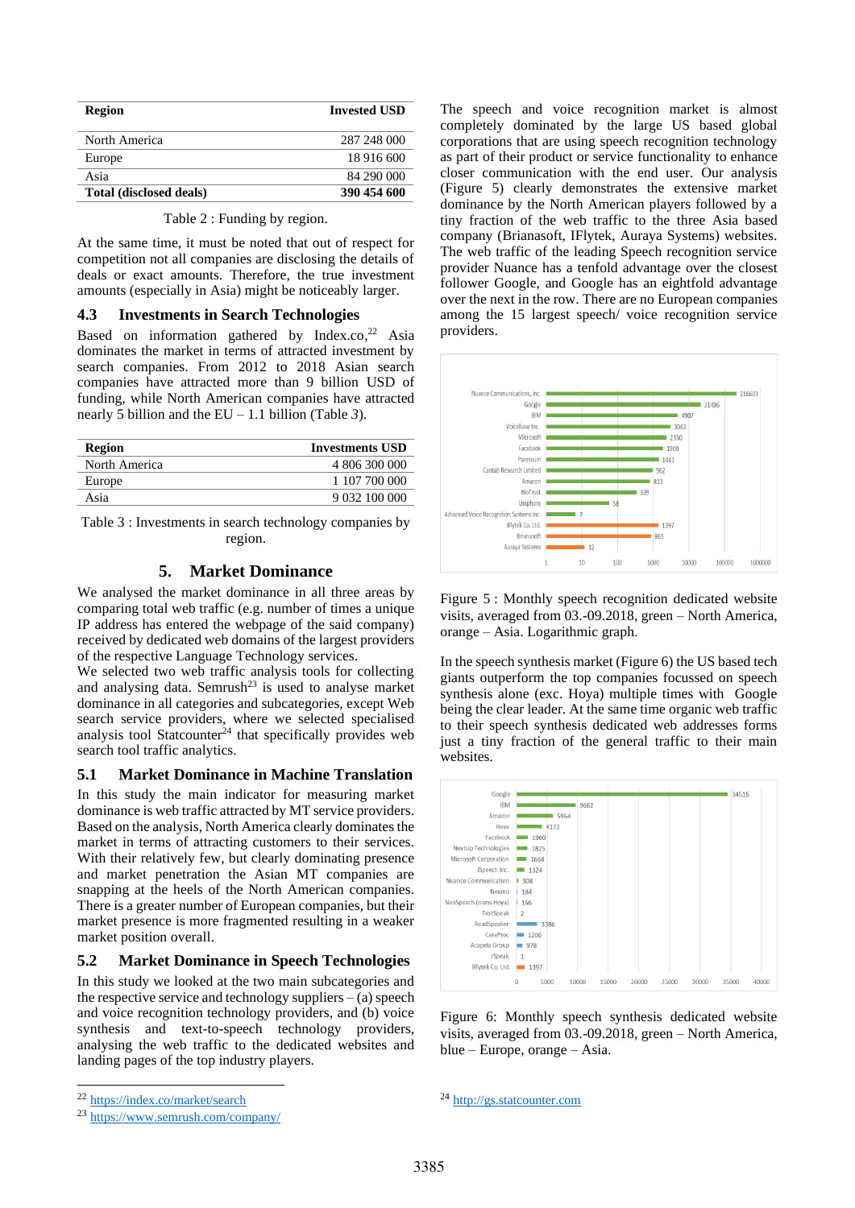| Region | Invested USD |
|---|---|
| North America | 287 248 000 |
| Europe | 18 916 600 |
| Asia | 84 290 000 |
| **Total (disclosed deals)** | **390 454 600** |

Table 2 : Funding by region.

At the same time, it must be noted that out of respect for competition not all companies are disclosing the details of deals or exact amounts. Therefore, the true investment amounts (especially in Asia) might be noticeably larger.

### 4.3 Investments in Search Technologies

Based on information gathered by Index.co,[22] Asia dominates the market in terms of attracted investment by search companies. From 2012 to 2018 Asian search companies have attracted more than 9 billion USD of funding, while North American companies have attracted nearly 5 billion and the EU – 1.1 billion (Table *3*).

| Region | Investments USD |
|---|---|
| North America | 4 806 300 000 |
| Europe | 1 107 700 000 |
| Asia | 9 032 100 000 |

Table 3 : Investments in search technology companies by region.

## 5. Market Dominance

We analysed the market dominance in all three areas by comparing total web traffic (e.g. number of times a unique IP address has entered the webpage of the said company) received by dedicated web domains of the largest providers of the respective Language Technology services.

We selected two web traffic analysis tools for collecting and analysing data. Semrush[23] is used to analyse market dominance in all categories and subcategories, except Web search service providers, where we selected specialised analysis tool Statcounter[24] that specifically provides web search tool traffic analytics.

### 5.1 Market Dominance in Machine Translation

In this study the main indicator for measuring market dominance is web traffic attracted by MT service providers. Based on the analysis, North America clearly dominates the market in terms of attracting customers to their services. With their relatively few, but clearly dominating presence and market penetration the Asian MT companies are snapping at the heels of the North American companies. There is a greater number of European companies, but their market presence is more fragmented resulting in a weaker market position overall.

### 5.2 Market Dominance in Speech Technologies

In this study we looked at the two main subcategories and the respective service and technology suppliers – (a) speech and voice recognition technology providers, and (b) voice synthesis and text-to-speech technology providers, analysing the web traffic to the dedicated websites and landing pages of the top industry players.

The speech and voice recognition market is almost completely dominated by the large US based global corporations that are using speech recognition technology as part of their product or service functionality to enhance closer communication with the end user. Our analysis (Figure 5) clearly demonstrates the extensive market dominance by the North American players followed by a tiny fraction of the web traffic to the three Asia based company (Brianasoft, IFlytek, Auraya Systems) websites. The web traffic of the leading Speech recognition service provider Nuance has a tenfold advantage over the closest follower Google, and Google has an eightfold advantage over the next in the row. There are no European companies among the 15 largest speech/ voice recognition service providers.

Figure 5 : Monthly speech recognition dedicated website visits, averaged from 03.-09.2018, green – North America, orange – Asia. Logarithmic graph.

In the speech synthesis market (Figure 6) the US based tech giants outperform the top companies focussed on speech synthesis alone (exc. Hoya) multiple times with Google being the clear leader. At the same time organic web traffic to their speech synthesis dedicated web addresses forms just a tiny fraction of the general traffic to their main websites.

Figure 6: Monthly speech synthesis dedicated website visits, averaged from 03.-09.2018, green – North America, blue – Europe, orange – Asia.

---

[22] https://index.co/market/search

[23] https://www.semrush.com/company/

[24] http://gs.statcounter.com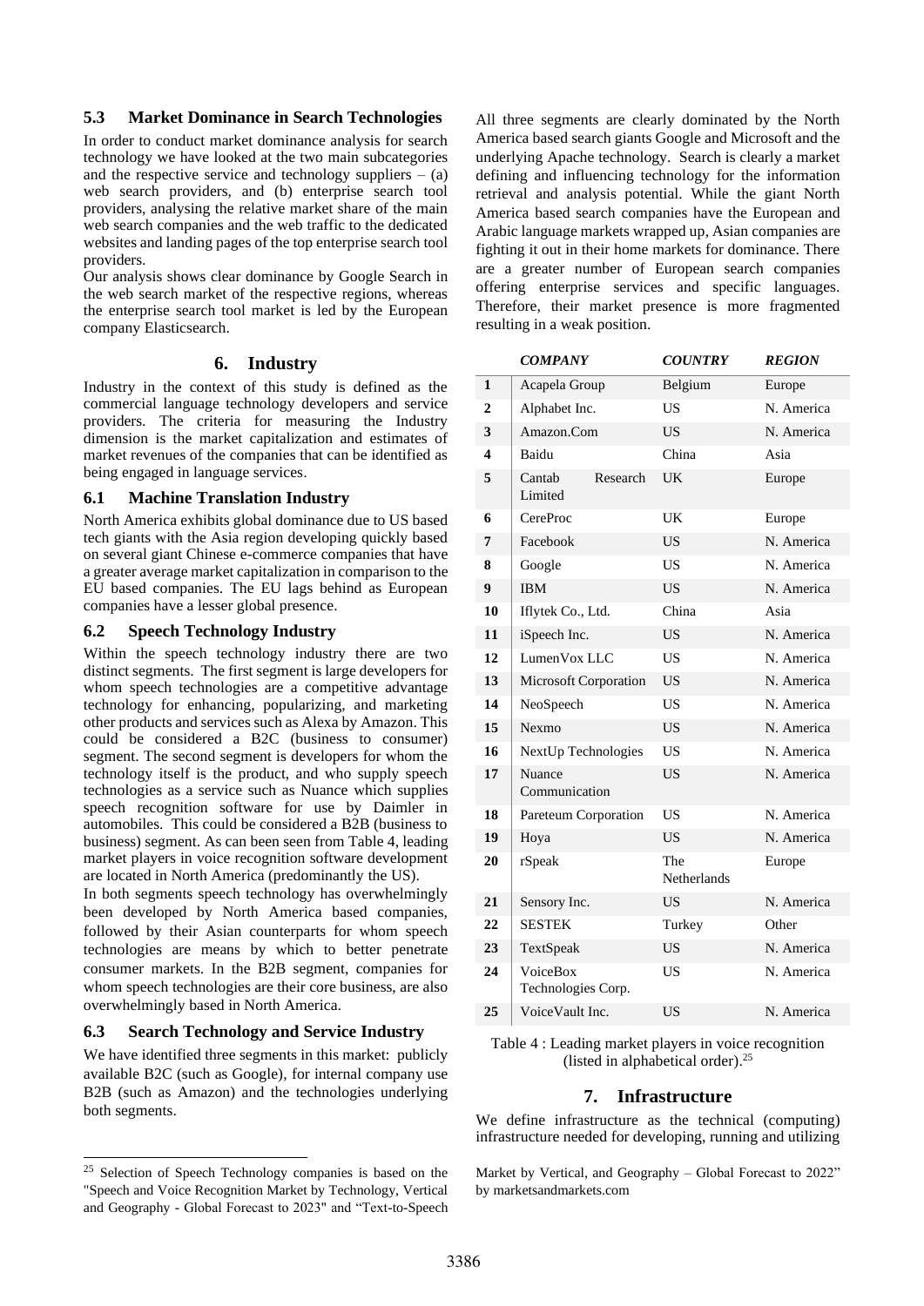### 5.3 Market Dominance in Search Technologies

In order to conduct market dominance analysis for search technology we have looked at the two main subcategories and the respective service and technology suppliers – (a) web search providers, and (b) enterprise search tool providers, analysing the relative market share of the main web search companies and the web traffic to the dedicated websites and landing pages of the top enterprise search tool providers.

Our analysis shows clear dominance by Google Search in the web search market of the respective regions, whereas the enterprise search tool market is led by the European company Elasticsearch.

## 6. Industry

Industry in the context of this study is defined as the commercial language technology developers and service providers. The criteria for measuring the Industry dimension is the market capitalization and estimates of market revenues of the companies that can be identified as being engaged in language services.

### 6.1 Machine Translation Industry

North America exhibits global dominance due to US based tech giants with the Asia region developing quickly based on several giant Chinese e-commerce companies that have a greater average market capitalization in comparison to the EU based companies. The EU lags behind as European companies have a lesser global presence.

### 6.2 Speech Technology Industry

Within the speech technology industry there are two distinct segments. The first segment is large developers for whom speech technologies are a competitive advantage technology for enhancing, popularizing, and marketing other products and services such as Alexa by Amazon. This could be considered a B2C (business to consumer) segment. The second segment is developers for whom the technology itself is the product, and who supply speech technologies as a service such as Nuance which supplies speech recognition software for use by Daimler in automobiles. This could be considered a B2B (business to business) segment. As can been seen from Table 4, leading market players in voice recognition software development are located in North America (predominantly the US).

In both segments speech technology has overwhelmingly been developed by North America based companies, followed by their Asian counterparts for whom speech technologies are means by which to better penetrate consumer markets. In the B2B segment, companies for whom speech technologies are their core business, are also overwhelmingly based in North America.

### 6.3 Search Technology and Service Industry

We have identified three segments in this market: publicly available B2C (such as Google), for internal company use B2B (such as Amazon) and the technologies underlying both segments.

All three segments are clearly dominated by the North America based search giants Google and Microsoft and the underlying Apache technology. Search is clearly a market defining and influencing technology for the information retrieval and analysis potential. While the giant North America based search companies have the European and Arabic language markets wrapped up, Asian companies are fighting it out in their home markets for dominance. There are a greater number of European search companies offering enterprise services and specific languages. Therefore, their market presence is more fragmented resulting in a weak position.

| | ***COMPANY*** | ***COUNTRY*** | ***REGION*** |
|---|---|---|---|
| **1** | Acapela Group | Belgium | Europe |
| **2** | Alphabet Inc. | US | N. America |
| **3** | Amazon.Com | US | N. America |
| **4** | Baidu | China | Asia |
| **5** | Cantab Research Limited | UK | Europe |
| **6** | CereProc | UK | Europe |
| **7** | Facebook | US | N. America |
| **8** | Google | US | N. America |
| **9** | IBM | US | N. America |
| **10** | Iflytek Co., Ltd. | China | Asia |
| **11** | iSpeech Inc. | US | N. America |
| **12** | LumenVox LLC | US | N. America |
| **13** | Microsoft Corporation | US | N. America |
| **14** | NeoSpeech | US | N. America |
| **15** | Nexmo | US | N. America |
| **16** | NextUp Technologies | US | N. America |
| **17** | Nuance Communication | US | N. America |
| **18** | Pareteum Corporation | US | N. America |
| **19** | Hoya | US | N. America |
| **20** | rSpeak | The Netherlands | Europe |
| **21** | Sensory Inc. | US | N. America |
| **22** | SESTEK | Turkey | Other |
| **23** | TextSpeak | US | N. America |
| **24** | VoiceBox Technologies Corp. | US | N. America |
| **25** | VoiceVault Inc. | US | N. America |

Table 4 : Leading market players in voice recognition (listed in alphabetical order).[25]

## 7. Infrastructure

We define infrastructure as the technical (computing) infrastructure needed for developing, running and utilizing

[25] Selection of Speech Technology companies is based on the "Speech and Voice Recognition Market by Technology, Vertical and Geography - Global Forecast to 2023" and "Text-to-Speech Market by Vertical, and Geography – Global Forecast to 2022" by marketsandmarkets.com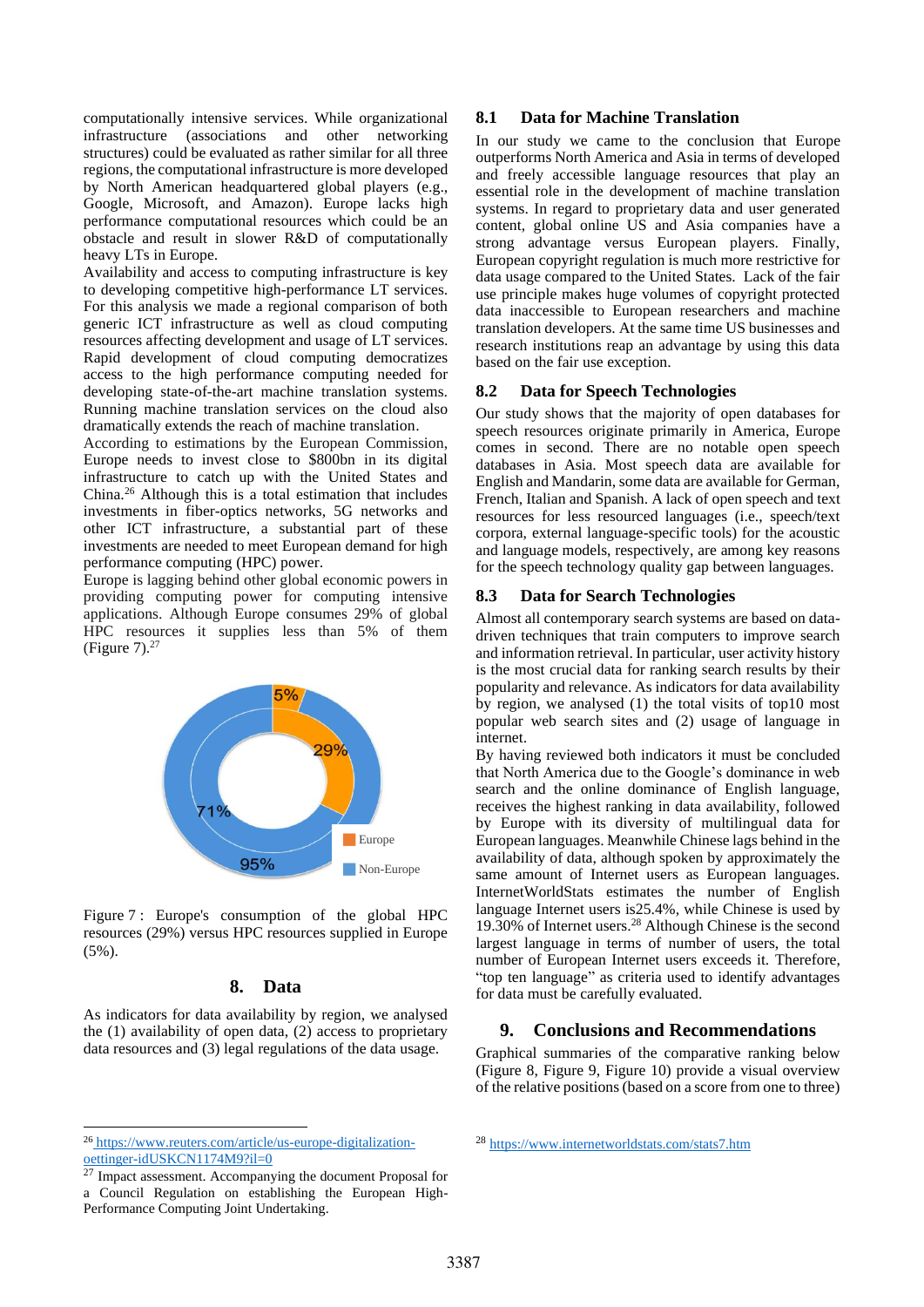computationally intensive services. While organizational infrastructure (associations and other networking structures) could be evaluated as rather similar for all three regions, the computational infrastructure is more developed by North American headquartered global players (e.g., Google, Microsoft, and Amazon). Europe lacks high performance computational resources which could be an obstacle and result in slower R&D of computationally heavy LTs in Europe.

Availability and access to computing infrastructure is key to developing competitive high-performance LT services. For this analysis we made a regional comparison of both generic ICT infrastructure as well as cloud computing resources affecting development and usage of LT services. Rapid development of cloud computing democratizes access to the high performance computing needed for developing state-of-the-art machine translation systems. Running machine translation services on the cloud also dramatically extends the reach of machine translation.

According to estimations by the European Commission, Europe needs to invest close to $800bn in its digital infrastructure to catch up with the United States and China.[26] Although this is a total estimation that includes investments in fiber-optics networks, 5G networks and other ICT infrastructure, a substantial part of these investments are needed to meet European demand for high performance computing (HPC) power.

Europe is lagging behind other global economic powers in providing computing power for computing intensive applications. Although Europe consumes 29% of global HPC resources it supplies less than 5% of them (Figure 7).[27]

Figure 7 : Europe's consumption of the global HPC resources (29%) versus HPC resources supplied in Europe (5%).

## 8. Data

As indicators for data availability by region, we analysed the (1) availability of open data, (2) access to proprietary data resources and (3) legal regulations of the data usage.

### 8.1 Data for Machine Translation

In our study we came to the conclusion that Europe outperforms North America and Asia in terms of developed and freely accessible language resources that play an essential role in the development of machine translation systems. In regard to proprietary data and user generated content, global online US and Asia companies have a strong advantage versus European players. Finally, European copyright regulation is much more restrictive for data usage compared to the United States. Lack of the fair use principle makes huge volumes of copyright protected data inaccessible to European researchers and machine translation developers. At the same time US businesses and research institutions reap an advantage by using this data based on the fair use exception.

### 8.2 Data for Speech Technologies

Our study shows that the majority of open databases for speech resources originate primarily in America, Europe comes in second. There are no notable open speech databases in Asia. Most speech data are available for English and Mandarin, some data are available for German, French, Italian and Spanish. A lack of open speech and text resources for less resourced languages (i.e., speech/text corpora, external language-specific tools) for the acoustic and language models, respectively, are among key reasons for the speech technology quality gap between languages.

### 8.3 Data for Search Technologies

Almost all contemporary search systems are based on data-driven techniques that train computers to improve search and information retrieval. In particular, user activity history is the most crucial data for ranking search results by their popularity and relevance. As indicators for data availability by region, we analysed (1) the total visits of top10 most popular web search sites and (2) usage of language in internet.

By having reviewed both indicators it must be concluded that North America due to the Google's dominance in web search and the online dominance of English language, receives the highest ranking in data availability, followed by Europe with its diversity of multilingual data for European languages. Meanwhile Chinese lags behind in the availability of data, although spoken by approximately the same amount of Internet users as European languages. InternetWorldStats estimates the number of English language Internet users is25.4%, while Chinese is used by 19.30% of Internet users.[28] Although Chinese is the second largest language in terms of number of users, the total number of European Internet users exceeds it. Therefore, "top ten language" as criteria used to identify advantages for data must be carefully evaluated.

## 9. Conclusions and Recommendations

Graphical summaries of the comparative ranking below (Figure 8, Figure 9, Figure 10) provide a visual overview of the relative positions (based on a score from one to three)

[26] https://www.reuters.com/article/us-europe-digitalization-oettinger-idUSKCN1174M9?il=0

[27] Impact assessment. Accompanying the document Proposal for a Council Regulation on establishing the European High-Performance Computing Joint Undertaking.

[28] https://www.internetworldstats.com/stats7.htm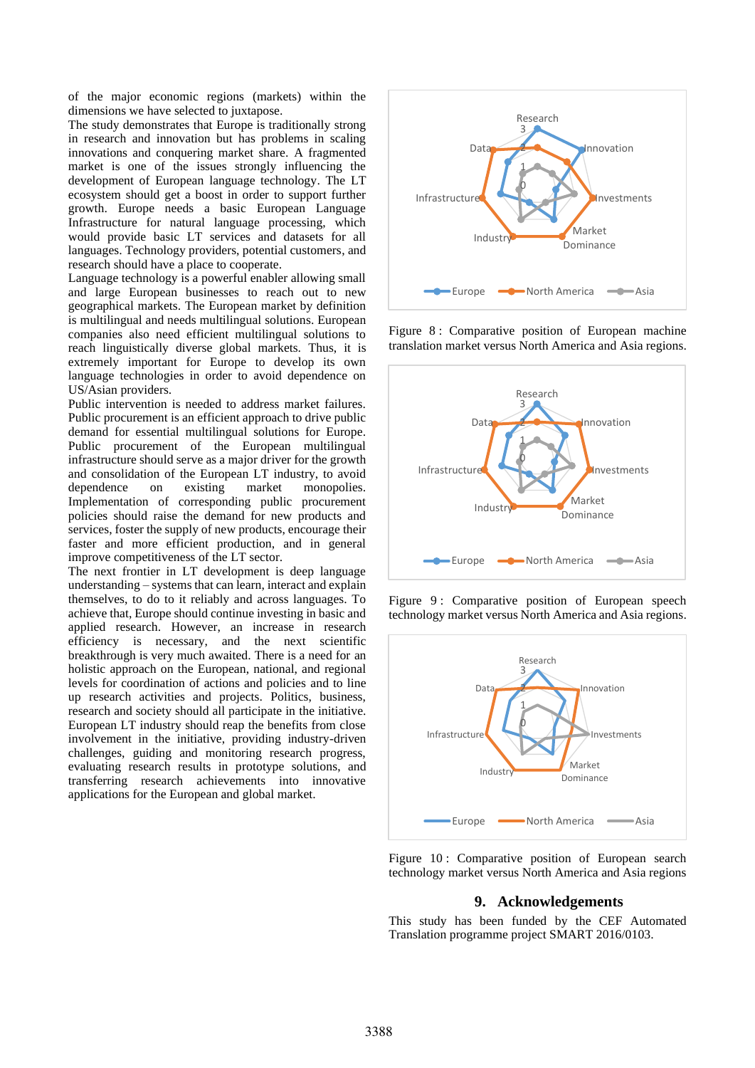of the major economic regions (markets) within the dimensions we have selected to juxtapose.

The study demonstrates that Europe is traditionally strong in research and innovation but has problems in scaling innovations and conquering market share. A fragmented market is one of the issues strongly influencing the development of European language technology. The LT ecosystem should get a boost in order to support further growth. Europe needs a basic European Language Infrastructure for natural language processing, which would provide basic LT services and datasets for all languages. Technology providers, potential customers, and research should have a place to cooperate.

Language technology is a powerful enabler allowing small and large European businesses to reach out to new geographical markets. The European market by definition is multilingual and needs multilingual solutions. European companies also need efficient multilingual solutions to reach linguistically diverse global markets. Thus, it is extremely important for Europe to develop its own language technologies in order to avoid dependence on US/Asian providers.

Public intervention is needed to address market failures. Public procurement is an efficient approach to drive public demand for essential multilingual solutions for Europe. Public procurement of the European multilingual infrastructure should serve as a major driver for the growth and consolidation of the European LT industry, to avoid dependence on existing market monopolies. Implementation of corresponding public procurement policies should raise the demand for new products and services, foster the supply of new products, encourage their faster and more efficient production, and in general improve competitiveness of the LT sector.

The next frontier in LT development is deep language understanding – systems that can learn, interact and explain themselves, to do to it reliably and across languages. To achieve that, Europe should continue investing in basic and applied research. However, an increase in research efficiency is necessary, and the next scientific breakthrough is very much awaited. There is a need for an holistic approach on the European, national, and regional levels for coordination of actions and policies and to line up research activities and projects. Politics, business, research and society should all participate in the initiative. European LT industry should reap the benefits from close involvement in the initiative, providing industry-driven challenges, guiding and monitoring research progress, evaluating research results in prototype solutions, and transferring research achievements into innovative applications for the European and global market.

Figure 8 : Comparative position of European machine translation market versus North America and Asia regions.

Figure 9 : Comparative position of European speech technology market versus North America and Asia regions.

Figure 10 : Comparative position of European search technology market versus North America and Asia regions

## 9. Acknowledgements

This study has been funded by the CEF Automated Translation programme project SMART 2016/0103.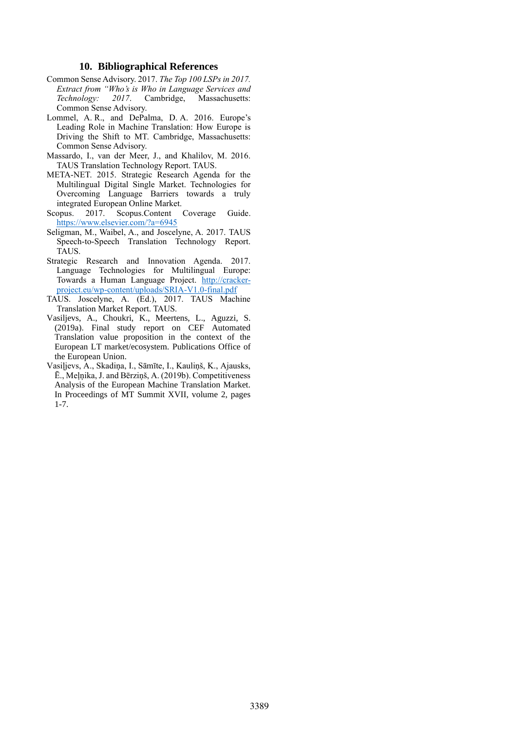## 10. Bibliographical References

Common Sense Advisory. 2017. *The Top 100 LSPs in 2017. Extract from "Who's is Who in Language Services and Technology: 2017*. Cambridge, Massachusetts: Common Sense Advisory.

Lommel, A. R., and DePalma, D. A. 2016. Europe's Leading Role in Machine Translation: How Europe is Driving the Shift to MT. Cambridge, Massachusetts: Common Sense Advisory.

Massardo, I., van der Meer, J., and Khalilov, M. 2016. TAUS Translation Technology Report. TAUS.

META-NET. 2015. Strategic Research Agenda for the Multilingual Digital Single Market. Technologies for Overcoming Language Barriers towards a truly integrated European Online Market.

Scopus. 2017. Scopus.Content Coverage Guide. https://www.elsevier.com/?a=6945

Seligman, M., Waibel, A., and Joscelyne, A. 2017. TAUS Speech-to-Speech Translation Technology Report. TAUS.

Strategic Research and Innovation Agenda. 2017. Language Technologies for Multilingual Europe: Towards a Human Language Project. http://cracker-project.eu/wp-content/uploads/SRIA-V1.0-final.pdf

TAUS. Joscelyne, A. (Ed.), 2017. TAUS Machine Translation Market Report. TAUS.

Vasiljevs, A., Choukri, K., Meertens, L., Aguzzi, S. (2019a). Final study report on CEF Automated Translation value proposition in the context of the European LT market/ecosystem. Publications Office of the European Union.

Vasiļjevs, A., Skadiņa, I., Sāmīte, I., Kauliņš, K., Ajausks, Ē., Meļņika, J. and Bērziņš, A. (2019b). Competitiveness Analysis of the European Machine Translation Market. In Proceedings of MT Summit XVII, volume 2, pages 1-7.